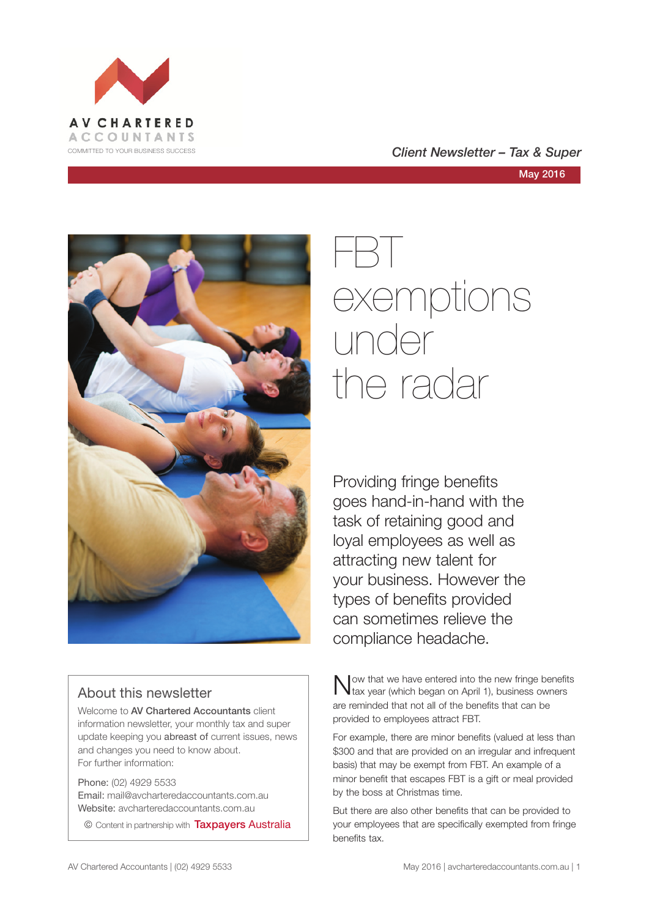AV CHARTERED ACCOUNTANTS

COMMITTED TO YOUR BUSINESS SUCCESS

*Client Newsletter – Tax & Super*

**May 2016**

# FBT exemptions under the radar

Providing fringe benefits goes hand-in-hand with the task of retaining good and loyal employees as well as attracting new talent for your business. However the types of benefits provided can sometimes relieve the compliance headache.

Now that we have entered into the new fringe benefits tax year (which began on April 1), business owners are reminded that not all of the benefits that can be provided to employees attract FBT.

For example, there are minor benefits (valued at less than $300 and that are provided on an irregular and infrequent basis) that may be exempt from FBT. An example of a minor benefit that escapes FBT is a gift or meal provided by the boss at Christmas time.

But there are also other benefits that can be provided to your employees that are specifically exempted from fringe benefits tax.

## About this newsletter

Welcome to **AV Chartered Accountants** client information newsletter, your monthly tax and super update keeping you **abreast of** current issues, news and changes you need to know about.
For further information:

Phone: (02) 4929 5533
Email: mail@avcharteredaccountants.com.au
Website: avcharteredaccountants.com.au

© Content in partnership with Taxpayers Australia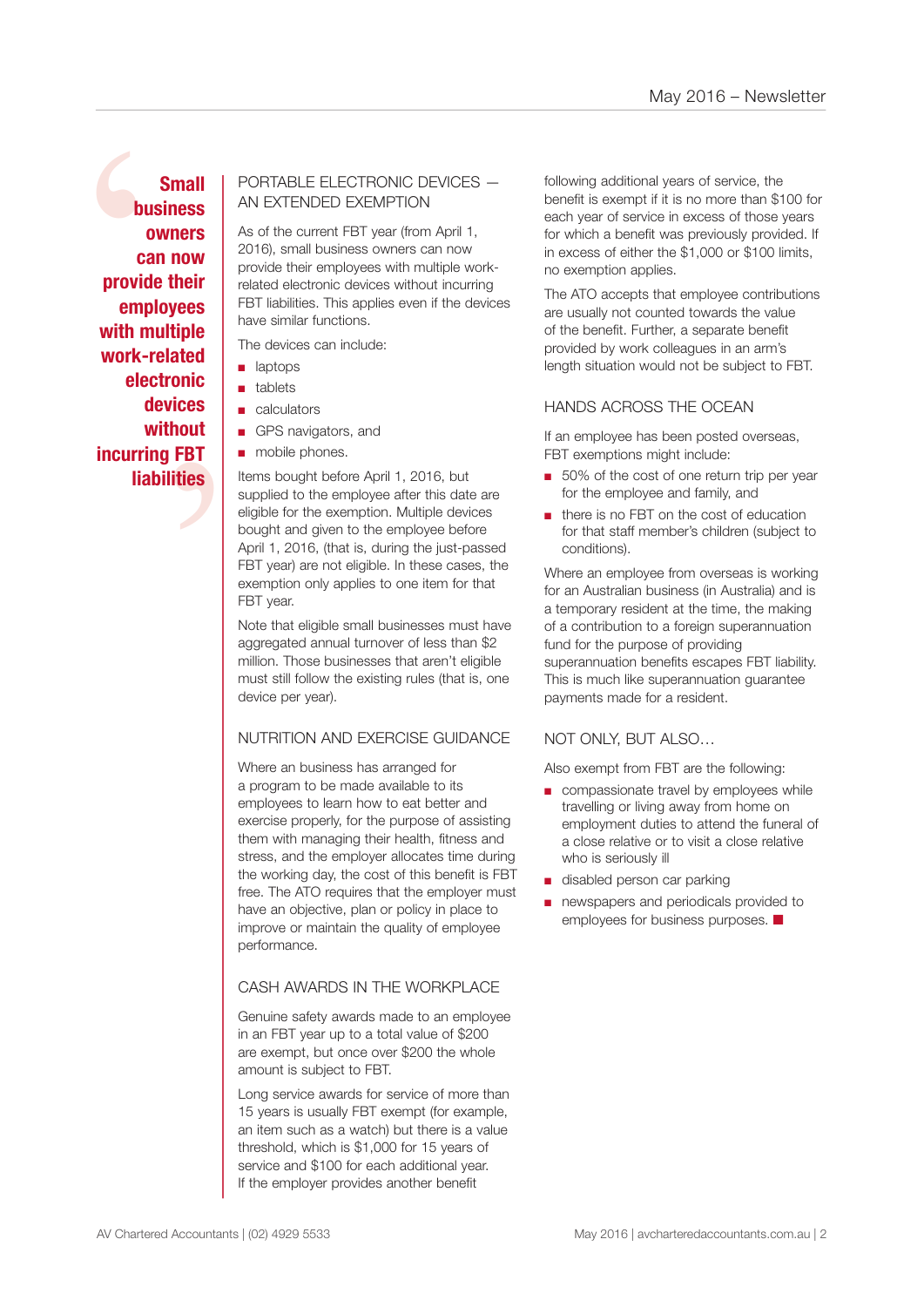> **Small business owners can now provide their employees with multiple work-related electronic devices without incurring FBT liabilities**

## PORTABLE ELECTRONIC DEVICES — AN EXTENDED EXEMPTION

As of the current FBT year (from April 1, 2016), small business owners can now provide their employees with multiple work-related electronic devices without incurring FBT liabilities. This applies even if the devices have similar functions.

The devices can include:

- laptops
- tablets
- calculators
- GPS navigators, and
- mobile phones.

Items bought before April 1, 2016, but supplied to the employee after this date are eligible for the exemption. Multiple devices bought and given to the employee before April 1, 2016, (that is, during the just-passed FBT year) are not eligible. In these cases, the exemption only applies to one item for that FBT year.

Note that eligible small businesses must have aggregated annual turnover of less than $2 million. Those businesses that aren't eligible must still follow the existing rules (that is, one device per year).

## NUTRITION AND EXERCISE GUIDANCE

Where an business has arranged for a program to be made available to its employees to learn how to eat better and exercise properly, for the purpose of assisting them with managing their health, fitness and stress, and the employer allocates time during the working day, the cost of this benefit is FBT free. The ATO requires that the employer must have an objective, plan or policy in place to improve or maintain the quality of employee performance.

## CASH AWARDS IN THE WORKPLACE

Genuine safety awards made to an employee in an FBT year up to a total value of $200 are exempt, but once over $200 the whole amount is subject to FBT.

Long service awards for service of more than 15 years is usually FBT exempt (for example, an item such as a watch) but there is a value threshold, which is $1,000 for 15 years of service and $100 for each additional year. If the employer provides another benefit following additional years of service, the benefit is exempt if it is no more than $100 for each year of service in excess of those years for which a benefit was previously provided. If in excess of either the $1,000 or $100 limits, no exemption applies.

The ATO accepts that employee contributions are usually not counted towards the value of the benefit. Further, a separate benefit provided by work colleagues in an arm's length situation would not be subject to FBT.

## HANDS ACROSS THE OCEAN

If an employee has been posted overseas, FBT exemptions might include:

- 50% of the cost of one return trip per year for the employee and family, and
- there is no FBT on the cost of education for that staff member's children (subject to conditions).

Where an employee from overseas is working for an Australian business (in Australia) and is a temporary resident at the time, the making of a contribution to a foreign superannuation fund for the purpose of providing superannuation benefits escapes FBT liability. This is much like superannuation guarantee payments made for a resident.

## NOT ONLY, BUT ALSO…

Also exempt from FBT are the following:

- compassionate travel by employees while travelling or living away from home on employment duties to attend the funeral of a close relative or to visit a close relative who is seriously ill
- disabled person car parking
- newspapers and periodicals provided to employees for business purposes. ■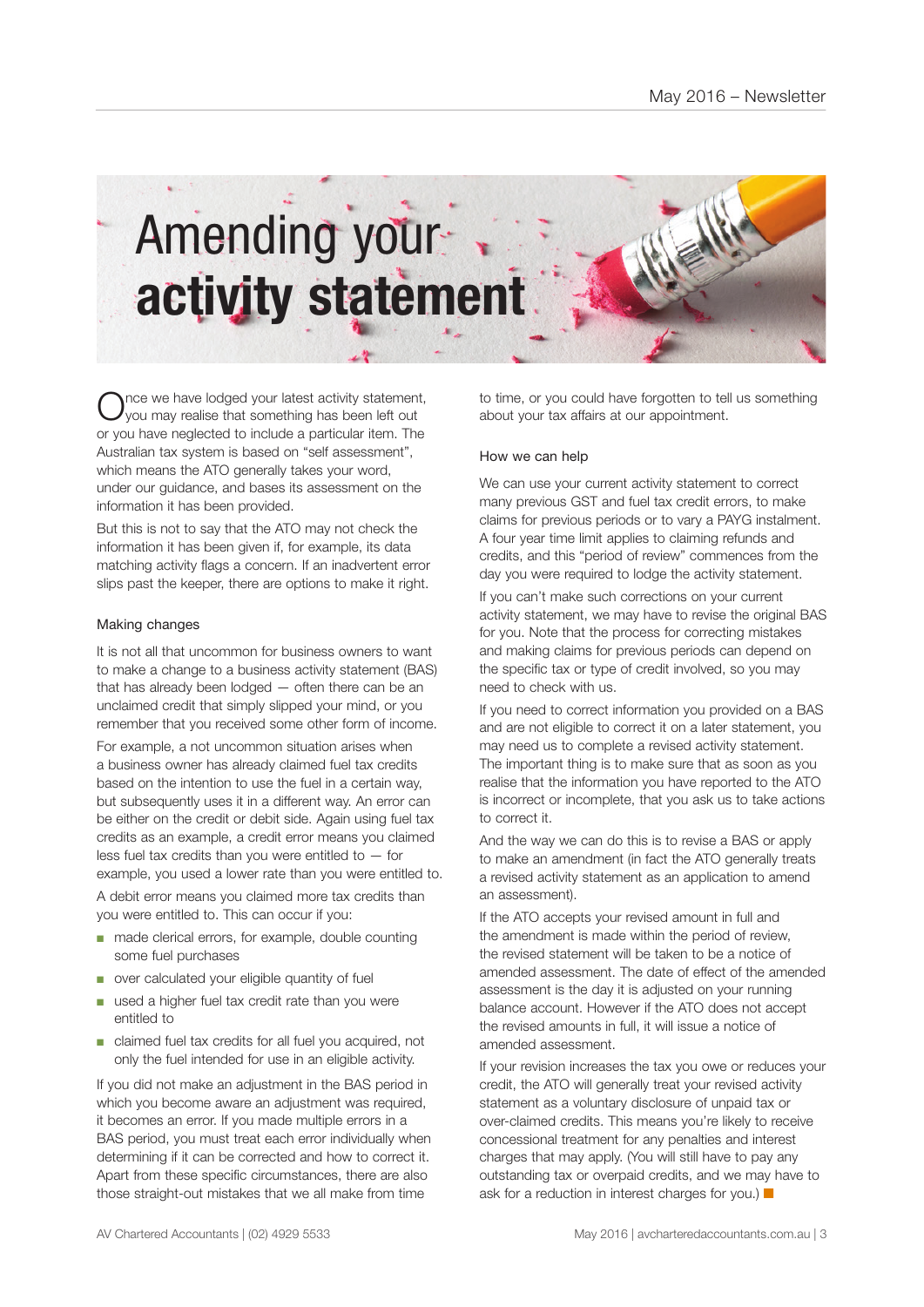# Amending your **activity statement**

Once we have lodged your latest activity statement, you may realise that something has been left out or you have neglected to include a particular item. The Australian tax system is based on "self assessment", which means the ATO generally takes your word, under our guidance, and bases its assessment on the information it has been provided.

But this is not to say that the ATO may not check the information it has been given if, for example, its data matching activity flags a concern. If an inadvertent error slips past the keeper, there are options to make it right.

### Making changes

It is not all that uncommon for business owners to want to make a change to a business activity statement (BAS) that has already been lodged — often there can be an unclaimed credit that simply slipped your mind, or you remember that you received some other form of income.

For example, a not uncommon situation arises when a business owner has already claimed fuel tax credits based on the intention to use the fuel in a certain way, but subsequently uses it in a different way. An error can be either on the credit or debit side. Again using fuel tax credits as an example, a credit error means you claimed less fuel tax credits than you were entitled to — for example, you used a lower rate than you were entitled to.

A debit error means you claimed more tax credits than you were entitled to. This can occur if you:

- made clerical errors, for example, double counting some fuel purchases
- over calculated your eligible quantity of fuel
- used a higher fuel tax credit rate than you were entitled to
- claimed fuel tax credits for all fuel you acquired, not only the fuel intended for use in an eligible activity.

If you did not make an adjustment in the BAS period in which you become aware an adjustment was required, it becomes an error. If you made multiple errors in a BAS period, you must treat each error individually when determining if it can be corrected and how to correct it. Apart from these specific circumstances, there are also those straight-out mistakes that we all make from time to time, or you could have forgotten to tell us something about your tax affairs at our appointment.

### How we can help

We can use your current activity statement to correct many previous GST and fuel tax credit errors, to make claims for previous periods or to vary a PAYG instalment. A four year time limit applies to claiming refunds and credits, and this "period of review" commences from the day you were required to lodge the activity statement.

If you can't make such corrections on your current activity statement, we may have to revise the original BAS for you. Note that the process for correcting mistakes and making claims for previous periods can depend on the specific tax or type of credit involved, so you may need to check with us.

If you need to correct information you provided on a BAS and are not eligible to correct it on a later statement, you may need us to complete a revised activity statement. The important thing is to make sure that as soon as you realise that the information you have reported to the ATO is incorrect or incomplete, that you ask us to take actions to correct it.

And the way we can do this is to revise a BAS or apply to make an amendment (in fact the ATO generally treats a revised activity statement as an application to amend an assessment).

If the ATO accepts your revised amount in full and the amendment is made within the period of review, the revised statement will be taken to be a notice of amended assessment. The date of effect of the amended assessment is the day it is adjusted on your running balance account. However if the ATO does not accept the revised amounts in full, it will issue a notice of amended assessment.

If your revision increases the tax you owe or reduces your credit, the ATO will generally treat your revised activity statement as a voluntary disclosure of unpaid tax or over-claimed credits. This means you're likely to receive concessional treatment for any penalties and interest charges that may apply. (You will still have to pay any outstanding tax or overpaid credits, and we may have to ask for a reduction in interest charges for you.) ■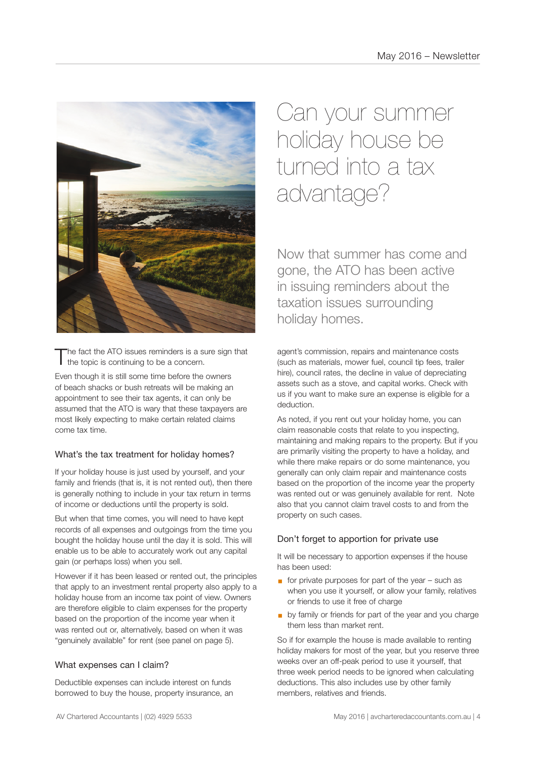# Can your summer holiday house be turned into a tax advantage?

Now that summer has come and gone, the ATO has been active in issuing reminders about the taxation issues surrounding holiday homes.

The fact the ATO issues reminders is a sure sign that the topic is continuing to be a concern.

Even though it is still some time before the owners of beach shacks or bush retreats will be making an appointment to see their tax agents, it can only be assumed that the ATO is wary that these taxpayers are most likely expecting to make certain related claims come tax time.

## What's the tax treatment for holiday homes?

If your holiday house is just used by yourself, and your family and friends (that is, it is not rented out), then there is generally nothing to include in your tax return in terms of income or deductions until the property is sold.

But when that time comes, you will need to have kept records of all expenses and outgoings from the time you bought the holiday house until the day it is sold. This will enable us to be able to accurately work out any capital gain (or perhaps loss) when you sell.

However if it has been leased or rented out, the principles that apply to an investment rental property also apply to a holiday house from an income tax point of view. Owners are therefore eligible to claim expenses for the property based on the proportion of the income year when it was rented out or, alternatively, based on when it was "genuinely available" for rent (see panel on page 5).

## What expenses can I claim?

Deductible expenses can include interest on funds borrowed to buy the house, property insurance, an agent's commission, repairs and maintenance costs (such as materials, mower fuel, council tip fees, trailer hire), council rates, the decline in value of depreciating assets such as a stove, and capital works. Check with us if you want to make sure an expense is eligible for a deduction.

As noted, if you rent out your holiday home, you can claim reasonable costs that relate to you inspecting, maintaining and making repairs to the property. But if you are primarily visiting the property to have a holiday, and while there make repairs or do some maintenance, you generally can only claim repair and maintenance costs based on the proportion of the income year the property was rented out or was genuinely available for rent. Note also that you cannot claim travel costs to and from the property on such cases.

## Don't forget to apportion for private use

It will be necessary to apportion expenses if the house has been used:

- for private purposes for part of the year – such as when you use it yourself, or allow your family, relatives or friends to use it free of charge
- by family or friends for part of the year and you charge them less than market rent.

So if for example the house is made available to renting holiday makers for most of the year, but you reserve three weeks over an off-peak period to use it yourself, that three week period needs to be ignored when calculating deductions. This also includes use by other family members, relatives and friends.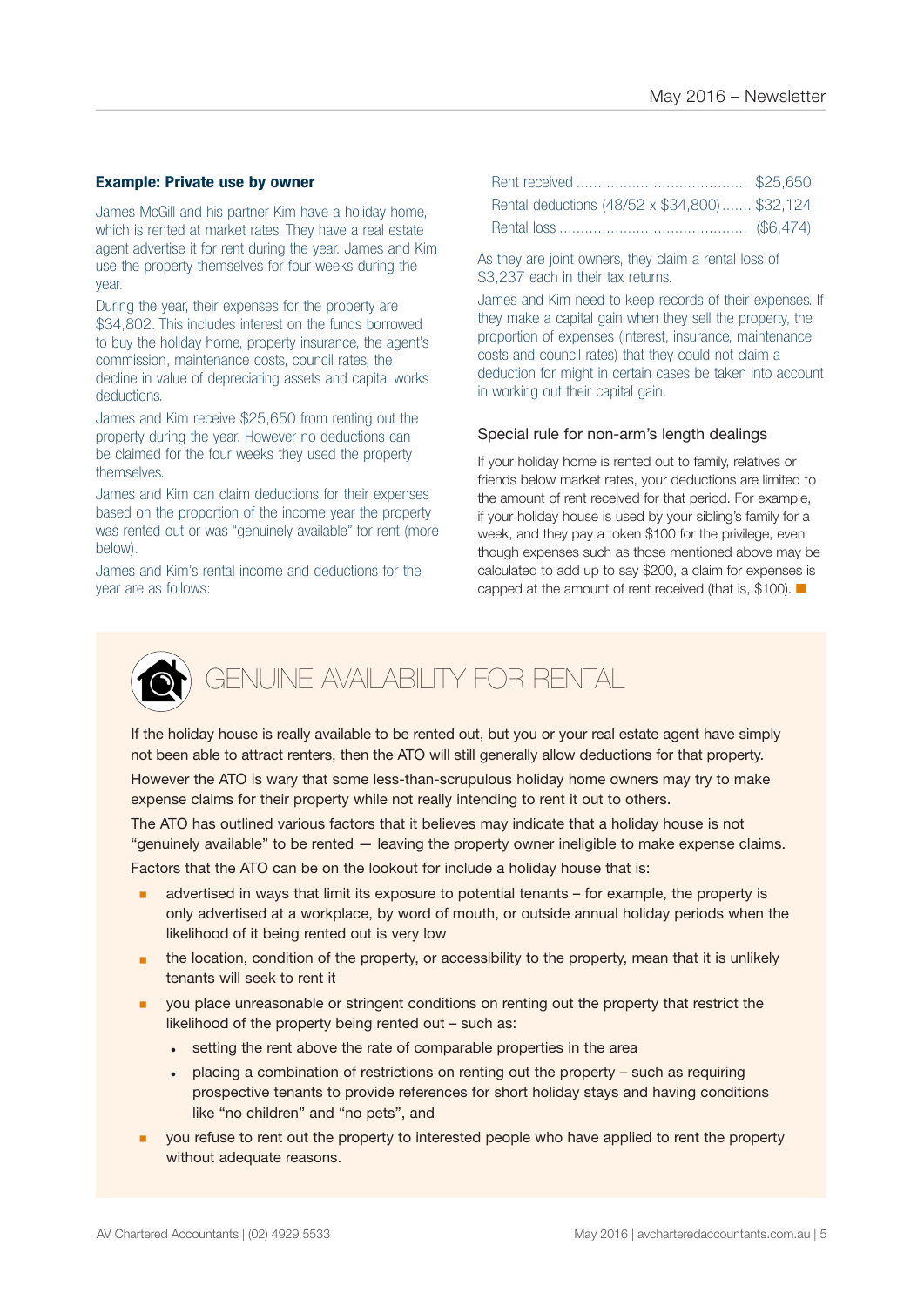**Example: Private use by owner**

James McGill and his partner Kim have a holiday home, which is rented at market rates. They have a real estate agent advertise it for rent during the year. James and Kim use the property themselves for four weeks during the year.

During the year, their expenses for the property are $34,802. This includes interest on the funds borrowed to buy the holiday home, property insurance, the agent's commission, maintenance costs, council rates, the decline in value of depreciating assets and capital works deductions.

James and Kim receive $25,650 from renting out the property during the year. However no deductions can be claimed for the four weeks they used the property themselves.

James and Kim can claim deductions for their expenses based on the proportion of the income year the property was rented out or was "genuinely available" for rent (more below).

James and Kim's rental income and deductions for the year are as follows:

| | |
|---|---|
| Rent received | $25,650 |
| Rental deductions (48/52 x $34,800) | $32,124 |
| Rental loss | ($6,474) |

As they are joint owners, they claim a rental loss of $3,237 each in their tax returns.

James and Kim need to keep records of their expenses. If they make a capital gain when they sell the property, the proportion of expenses (interest, insurance, maintenance costs and council rates) that they could not claim a deduction for might in certain cases be taken into account in working out their capital gain.

### Special rule for non-arm's length dealings

If your holiday home is rented out to family, relatives or friends below market rates, your deductions are limited to the amount of rent received for that period. For example, if your holiday house is used by your sibling's family for a week, and they pay a token $100 for the privilege, even though expenses such as those mentioned above may be calculated to add up to say $200, a claim for expenses is capped at the amount of rent received (that is, $100). ■

## GENUINE AVAILABILITY FOR RENTAL

If the holiday house is really available to be rented out, but you or your real estate agent have simply not been able to attract renters, then the ATO will still generally allow deductions for that property.

However the ATO is wary that some less-than-scrupulous holiday home owners may try to make expense claims for their property while not really intending to rent it out to others.

The ATO has outlined various factors that it believes may indicate that a holiday house is not "genuinely available" to be rented — leaving the property owner ineligible to make expense claims.

Factors that the ATO can be on the lookout for include a holiday house that is:

- advertised in ways that limit its exposure to potential tenants – for example, the property is only advertised at a workplace, by word of mouth, or outside annual holiday periods when the likelihood of it being rented out is very low
- the location, condition of the property, or accessibility to the property, mean that it is unlikely tenants will seek to rent it
- you place unreasonable or stringent conditions on renting out the property that restrict the likelihood of the property being rented out – such as:
  - setting the rent above the rate of comparable properties in the area
  - placing a combination of restrictions on renting out the property – such as requiring prospective tenants to provide references for short holiday stays and having conditions like "no children" and "no pets", and
- you refuse to rent out the property to interested people who have applied to rent the property without adequate reasons.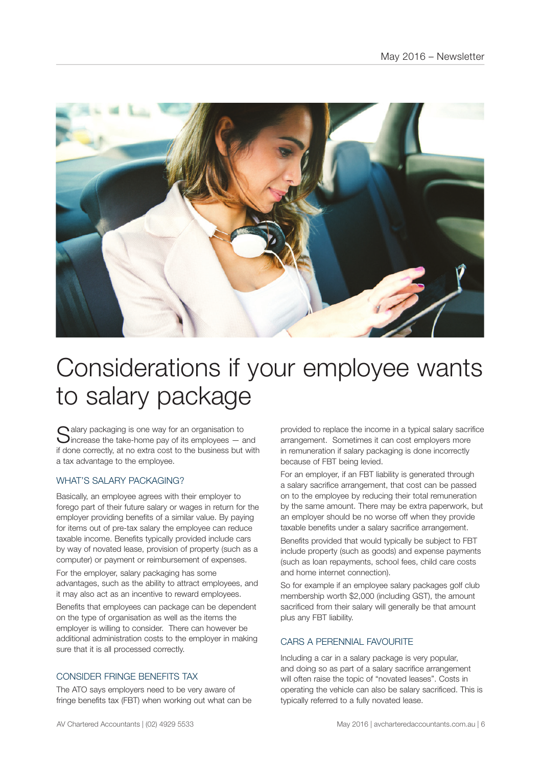# Considerations if your employee wants to salary package

Salary packaging is one way for an organisation to increase the take-home pay of its employees — and if done correctly, at no extra cost to the business but with a tax advantage to the employee.

## WHAT'S SALARY PACKAGING?

Basically, an employee agrees with their employer to forego part of their future salary or wages in return for the employer providing benefits of a similar value. By paying for items out of pre-tax salary the employee can reduce taxable income. Benefits typically provided include cars by way of novated lease, provision of property (such as a computer) or payment or reimbursement of expenses.

For the employer, salary packaging has some advantages, such as the ability to attract employees, and it may also act as an incentive to reward employees.

Benefits that employees can package can be dependent on the type of organisation as well as the items the employer is willing to consider. There can however be additional administration costs to the employer in making sure that it is all processed correctly.

## CONSIDER FRINGE BENEFITS TAX

The ATO says employers need to be very aware of fringe benefits tax (FBT) when working out what can be provided to replace the income in a typical salary sacrifice arrangement. Sometimes it can cost employers more in remuneration if salary packaging is done incorrectly because of FBT being levied.

For an employer, if an FBT liability is generated through a salary sacrifice arrangement, that cost can be passed on to the employee by reducing their total remuneration by the same amount. There may be extra paperwork, but an employer should be no worse off when they provide taxable benefits under a salary sacrifice arrangement.

Benefits provided that would typically be subject to FBT include property (such as goods) and expense payments (such as loan repayments, school fees, child care costs and home internet connection).

So for example if an employee salary packages golf club membership worth $2,000 (including GST), the amount sacrificed from their salary will generally be that amount plus any FBT liability.

## CARS A PERENNIAL FAVOURITE

Including a car in a salary package is very popular, and doing so as part of a salary sacrifice arrangement will often raise the topic of "novated leases". Costs in operating the vehicle can also be salary sacrificed. This is typically referred to a fully novated lease.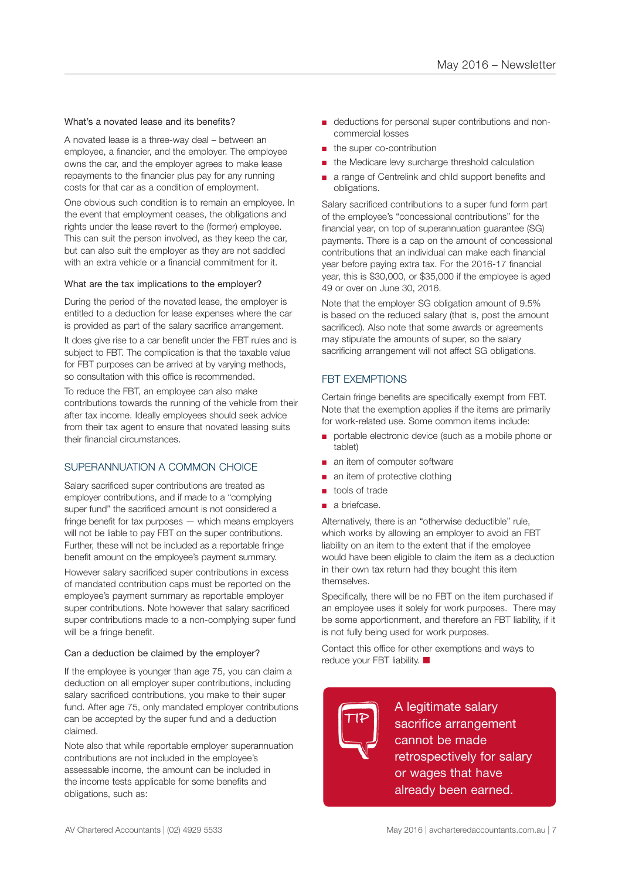### What's a novated lease and its benefits?

A novated lease is a three-way deal – between an employee, a financier, and the employer. The employee owns the car, and the employer agrees to make lease repayments to the financier plus pay for any running costs for that car as a condition of employment.

One obvious such condition is to remain an employee. In the event that employment ceases, the obligations and rights under the lease revert to the (former) employee. This can suit the person involved, as they keep the car, but can also suit the employer as they are not saddled with an extra vehicle or a financial commitment for it.

### What are the tax implications to the employer?

During the period of the novated lease, the employer is entitled to a deduction for lease expenses where the car is provided as part of the salary sacrifice arrangement.

It does give rise to a car benefit under the FBT rules and is subject to FBT. The complication is that the taxable value for FBT purposes can be arrived at by varying methods, so consultation with this office is recommended.

To reduce the FBT, an employee can also make contributions towards the running of the vehicle from their after tax income. Ideally employees should seek advice from their tax agent to ensure that novated leasing suits their financial circumstances.

## SUPERANNUATION A COMMON CHOICE

Salary sacrificed super contributions are treated as employer contributions, and if made to a "complying super fund" the sacrificed amount is not considered a fringe benefit for tax purposes — which means employers will not be liable to pay FBT on the super contributions. Further, these will not be included as a reportable fringe benefit amount on the employee's payment summary.

However salary sacrificed super contributions in excess of mandated contribution caps must be reported on the employee's payment summary as reportable employer super contributions. Note however that salary sacrificed super contributions made to a non-complying super fund will be a fringe benefit.

### Can a deduction be claimed by the employer?

If the employee is younger than age 75, you can claim a deduction on all employer super contributions, including salary sacrificed contributions, you make to their super fund. After age 75, only mandated employer contributions can be accepted by the super fund and a deduction claimed.

Note also that while reportable employer superannuation contributions are not included in the employee's assessable income, the amount can be included in the income tests applicable for some benefits and obligations, such as:

- deductions for personal super contributions and non-commercial losses
- the super co-contribution
- the Medicare levy surcharge threshold calculation
- a range of Centrelink and child support benefits and obligations.

Salary sacrificed contributions to a super fund form part of the employee's "concessional contributions" for the financial year, on top of superannuation guarantee (SG) payments. There is a cap on the amount of concessional contributions that an individual can make each financial year before paying extra tax. For the 2016-17 financial year, this is $30,000, or $35,000 if the employee is aged 49 or over on June 30, 2016.

Note that the employer SG obligation amount of 9.5% is based on the reduced salary (that is, post the amount sacrificed). Also note that some awards or agreements may stipulate the amounts of super, so the salary sacrificing arrangement will not affect SG obligations.

## FBT EXEMPTIONS

Certain fringe benefits are specifically exempt from FBT. Note that the exemption applies if the items are primarily for work-related use. Some common items include:

- portable electronic device (such as a mobile phone or tablet)
- an item of computer software
- an item of protective clothing
- tools of trade
- a briefcase.

Alternatively, there is an "otherwise deductible" rule, which works by allowing an employer to avoid an FBT liability on an item to the extent that if the employee would have been eligible to claim the item as a deduction in their own tax return had they bought this item themselves.

Specifically, there will be no FBT on the item purchased if an employee uses it solely for work purposes. There may be some apportionment, and therefore an FBT liability, if it is not fully being used for work purposes.

Contact this office for other exemptions and ways to reduce your FBT liability. ■

> **TIP** A legitimate salary sacrifice arrangement cannot be made retrospectively for salary or wages that have already been earned.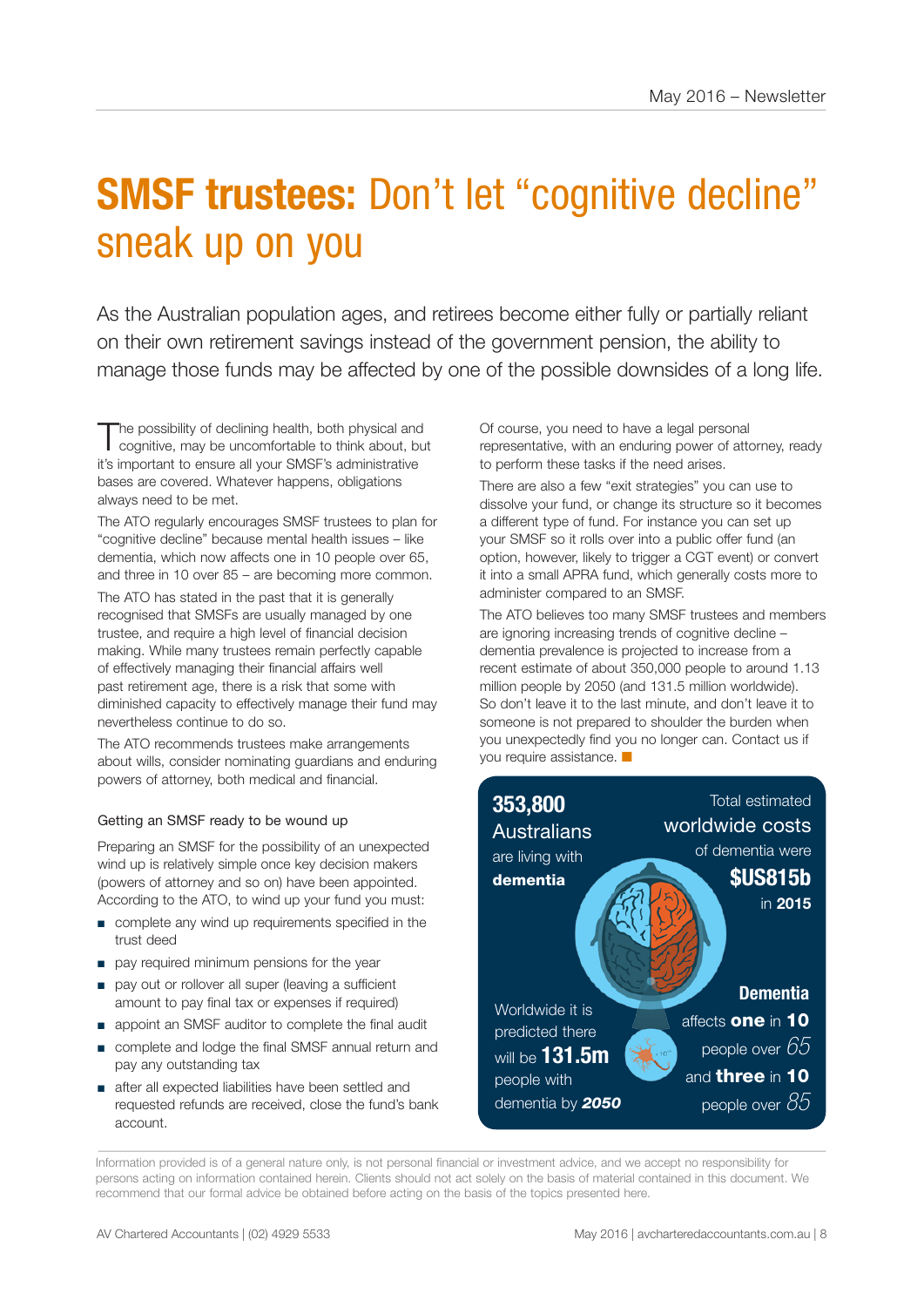# **SMSF trustees:** Don't let "cognitive decline" sneak up on you

As the Australian population ages, and retirees become either fully or partially reliant on their own retirement savings instead of the government pension, the ability to manage those funds may be affected by one of the possible downsides of a long life.

The possibility of declining health, both physical and cognitive, may be uncomfortable to think about, but it's important to ensure all your SMSF's administrative bases are covered. Whatever happens, obligations always need to be met.

The ATO regularly encourages SMSF trustees to plan for "cognitive decline" because mental health issues – like dementia, which now affects one in 10 people over 65, and three in 10 over 85 – are becoming more common.

The ATO has stated in the past that it is generally recognised that SMSFs are usually managed by one trustee, and require a high level of financial decision making. While many trustees remain perfectly capable of effectively managing their financial affairs well past retirement age, there is a risk that some with diminished capacity to effectively manage their fund may nevertheless continue to do so.

The ATO recommends trustees make arrangements about wills, consider nominating guardians and enduring powers of attorney, both medical and financial.

### Getting an SMSF ready to be wound up

Preparing an SMSF for the possibility of an unexpected wind up is relatively simple once key decision makers (powers of attorney and so on) have been appointed. According to the ATO, to wind up your fund you must:

- complete any wind up requirements specified in the trust deed
- pay required minimum pensions for the year
- pay out or rollover all super (leaving a sufficient amount to pay final tax or expenses if required)
- appoint an SMSF auditor to complete the final audit
- complete and lodge the final SMSF annual return and pay any outstanding tax
- after all expected liabilities have been settled and requested refunds are received, close the fund's bank account.

Of course, you need to have a legal personal representative, with an enduring power of attorney, ready to perform these tasks if the need arises.

There are also a few "exit strategies" you can use to dissolve your fund, or change its structure so it becomes a different type of fund. For instance you can set up your SMSF so it rolls over into a public offer fund (an option, however, likely to trigger a CGT event) or convert it into a small APRA fund, which generally costs more to administer compared to an SMSF.

The ATO believes too many SMSF trustees and members are ignoring increasing trends of cognitive decline – dementia prevalence is projected to increase from a recent estimate of about 350,000 people to around 1.13 million people by 2050 (and 131.5 million worldwide). So don't leave it to the last minute, and don't leave it to someone is not prepared to shoulder the burden when you unexpectedly find you no longer can. Contact us if you require assistance.

**353,800** Australians are living with **dementia**

Total estimated worldwide costs of dementia were **$US815b** in **2015**

Worldwide it is predicted there will be **131.5m** people with dementia by ***2050***

**Dementia** affects **one** in **10** people over *65* and **three** in **10** people over *85*

Information provided is of a general nature only, is not personal financial or investment advice, and we accept no responsibility for persons acting on information contained herein. Clients should not act solely on the basis of material contained in this document. We recommend that our formal advice be obtained before acting on the basis of the topics presented here.